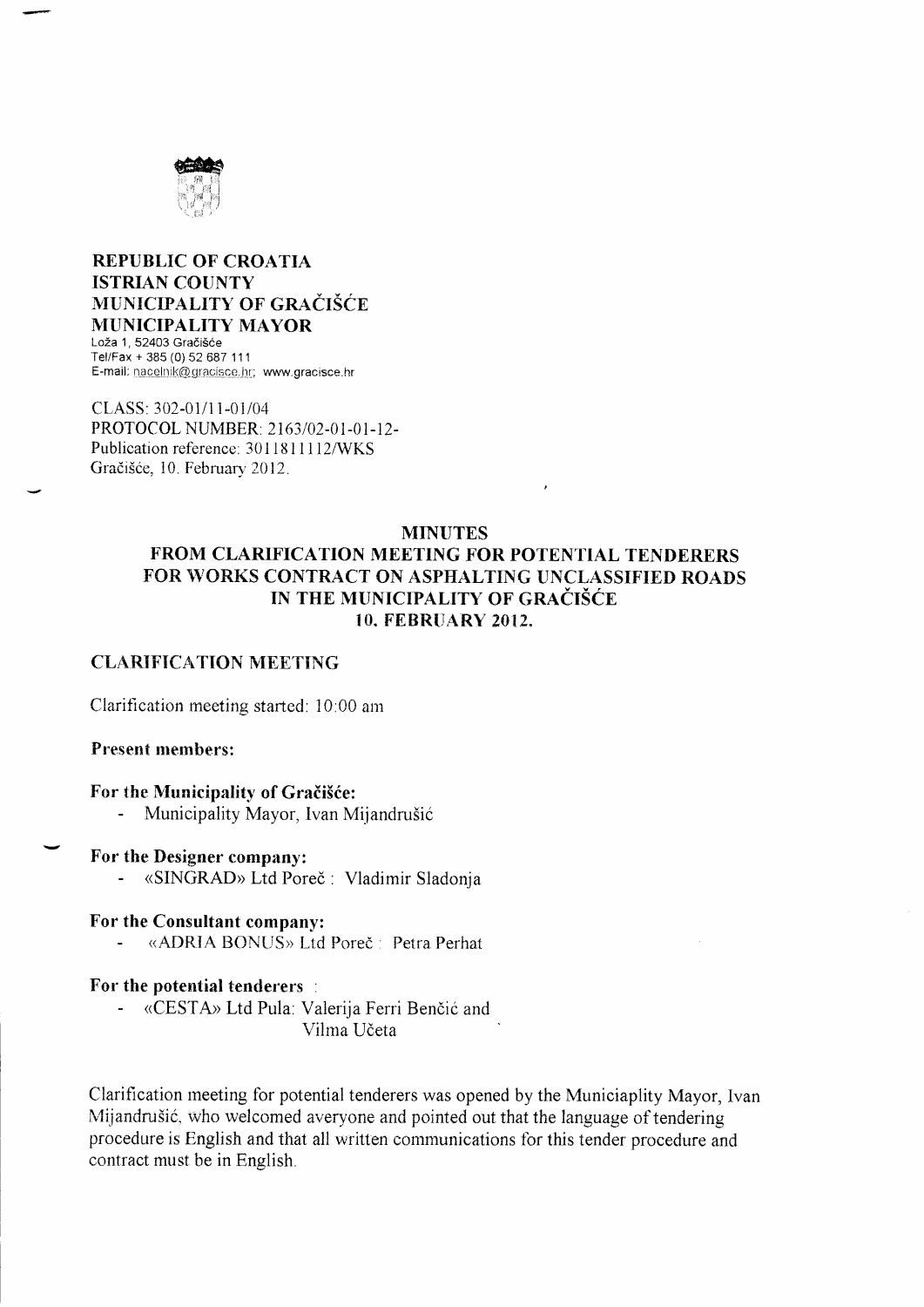**REPUBLIC OF CROATIA**
**ISTRIAN COUNTY**
**MUNICIPALITY OF GRAČIŠĆE**
**MUNICIPALITY MAYOR**
Loža 1, 52403 Gračišće
Tel/Fax + 385 (0) 52 687 111
E-mail: nacelnik@gracisce.hr; www.gracisce.hr

CLASS: 302-01/11-01/04
PROTOCOL NUMBER: 2163/02-01-01-12-
Publication reference: 30118111112/WKS
Gračišće, 10. February 2012.

# MINUTES
# FROM CLARIFICATION MEETING FOR POTENTIAL TENDERERS FOR WORKS CONTRACT ON ASPHALTING UNCLASSIFIED ROADS IN THE MUNICIPALITY OF GRAČIŠĆE 10. FEBRUARY 2012.

## CLARIFICATION MEETING

Clarification meeting started: 10:00 am

**Present members:**

**For the Municipality of Gračišće:**

- Municipality Mayor, Ivan Mijandrušić

**For the Designer company:**

- «SINGRAD» Ltd Poreč : Vladimir Sladonja

**For the Consultant company:**

- «ADRIA BONUS» Ltd Poreč : Petra Perhat

**For the potential tenderers :**

- «CESTA» Ltd Pula: Valerija Ferri Benčić and Vilma Učeta

Clarification meeting for potential tenderers was opened by the Municiaplity Mayor, Ivan Mijandrušić, who welcomed averyone and pointed out that the language of tendering procedure is English and that all written communications for this tender procedure and contract must be in English.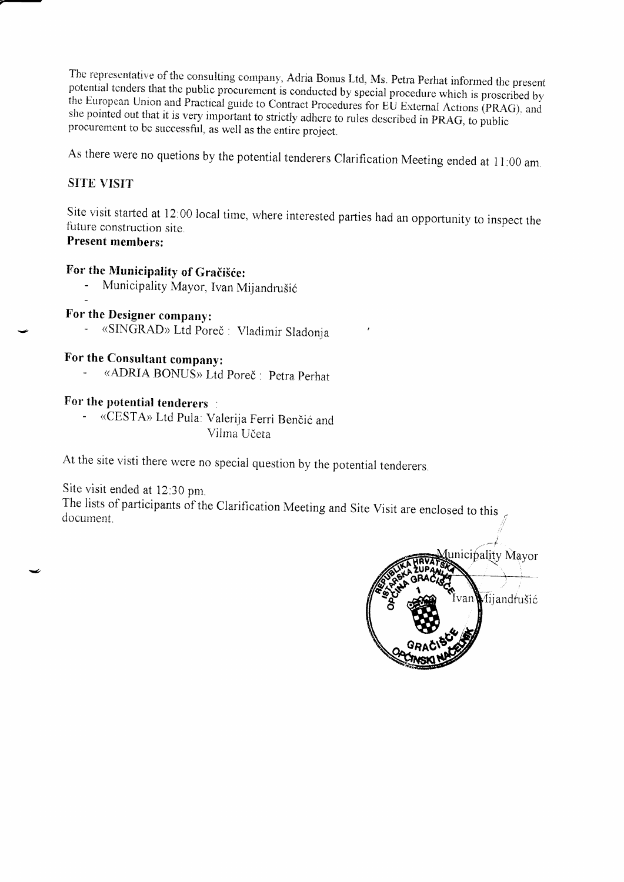The representative of the consulting company, Adria Bonus Ltd, Ms. Petra Perhat informed the present potential tenders that the public procurement is conducted by special procedure which is proscribed by the European Union and Practical guide to Contract Procedures for EU External Actions (PRAG), and she pointed out that it is very important to strictly adhere to rules described in PRAG, to public procurement to be successful, as well as the entire project.

As there were no quetions by the potential tenderers Clarification Meeting ended at 11:00 am.

## SITE VISIT

Site visit started at 12:00 local time, where interested parties had an opportunity to inspect the future construction site.

**Present members:**

**For the Municipality of Gračišće:**

- Municipality Mayor, Ivan Mijandrušić
-

**For the Designer company:**

- «SINGRAD» Ltd Poreč : Vladimir Sladonja

**For the Consultant company:**

- «ADRIA BONUS» Ltd Poreč : Petra Perhat

**For the potential tenderers :**

- «CESTA» Ltd Pula: Valerija Ferri Benčić and Vilma Učeta

At the site visti there were no special question by the potential tenderers.

Site visit ended at 12:30 pm.

The lists of participants of the Clarification Meeting and Site Visit are enclosed to this document.

Municipality Mayor

Ivan Mijandrušić

REPUBLIKA HRVATSKA ISTARSKA ŽUPANIJA OPĆINA GRAČIŠĆE 1 GRAČIŠĆE OPĆINSKI NAČELNIK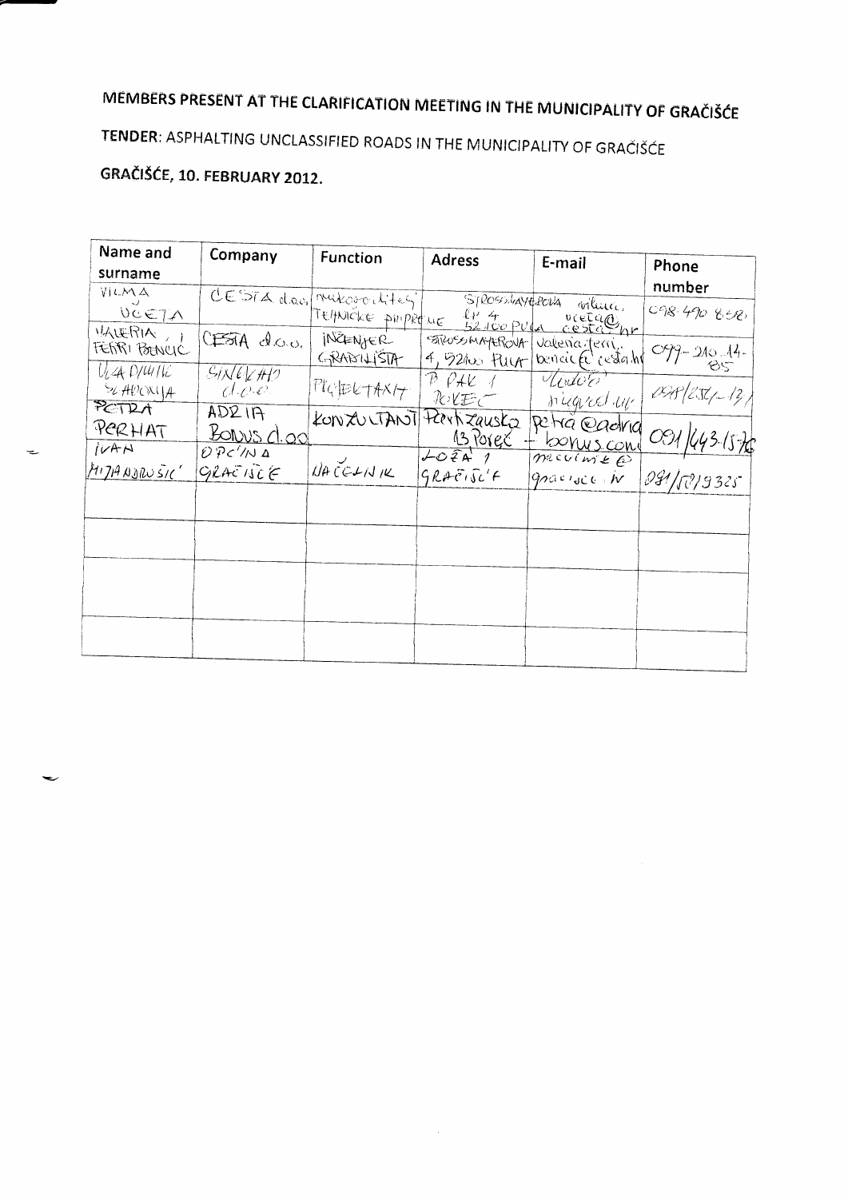# MEMBERS PRESENT AT THE CLARIFICATION MEETING IN THE MUNICIPALITY OF GRAČIŠĆE

**TENDER**: ASPHALTING UNCLASSIFIED ROADS IN THE MUNICIPALITY OF GRAČIŠĆE

**GRAČIŠĆE, 10. FEBRUARY 2012.**

| Name and surname | Company | Function | Adress | E-mail | Phone number |
|---|---|---|---|---|---|
| VILMA UČETA | CESTA d.o.o. | rukovoditelj tehničke pripreme | STROSSMAYEROVA 4, 52100 PULA | vilma.uceta@cesta.hr | 098 490 888 |
| VALERIA FERRI BENČIĆ | CESTA d.o.o. | INŽENJER GRADILIŠTA | STROSSMAYEROVA 4, 52100 PULA | valeria.ferri.bencic@cesta.hr | 099-210-14-85 |
| VLADIMIR ŠLAHOVIJA | SINERGO d.o.o. | PROJEKTANT | P. PAK 1 POREČ | vlado@sinergo.hr | 098/252-13 |
| PETRA PERHAT | ADRIA BONUS d.o.o. | KONZULTANT | Partizanska 13 Poreč | petra@adria-bonus.com | 091/443-15-76 |
| IVAN MIJANDRUŠIĆ | OPĆINA GRAČIŠĆE | NAČELNIK | LOŽA 1 GRAČIŠĆE | nacelnik@gracisce.hr | 091/5819325 |
| | | | | | |
| | | | | | |
| | | | | | |
| | | | | | |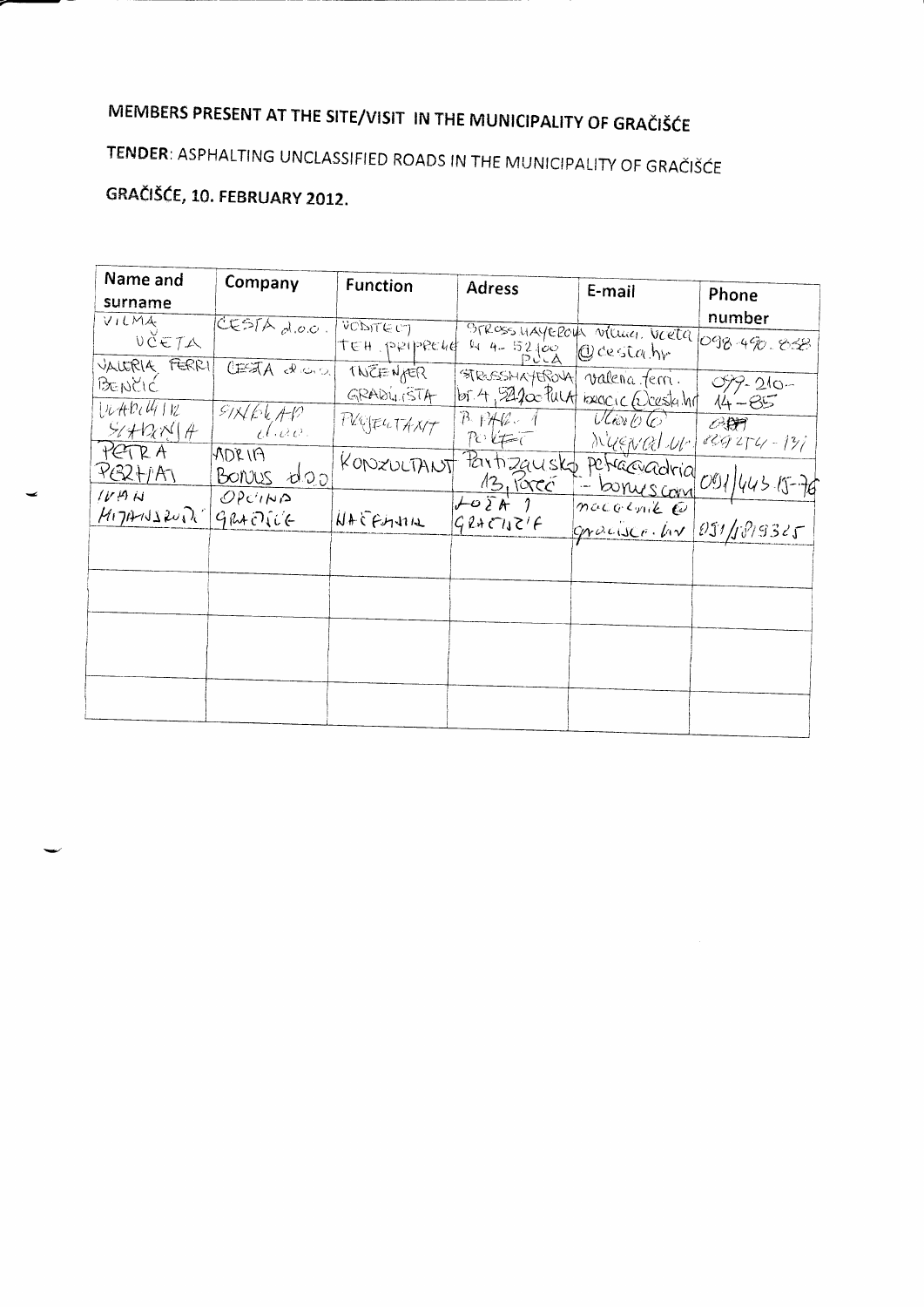# MEMBERS PRESENT AT THE SITE/VISIT IN THE MUNICIPALITY OF GRAČIŠĆE

**TENDER**: ASPHALTING UNCLASSIFIED ROADS IN THE MUNICIPALITY OF GRAČIŠĆE

**GRAČIŠĆE, 10. FEBRUARY 2012.**

| Name and surname | Company | Function | Adress | E-mail | Phone number |
|---|---|---|---|---|---|
| VILMA UČETA | CESTA d.o.o. | VODITELJ TEH. PRIPREME | STROSSMAYEROVA 4, 52100 PULA | vilma.uceta@cesta.hr | 098-490.858 |
| VALERIA FERRI BENČIĆ | CESTA d.o.o. | INŽENJER GRADILIŠTA | STROSSMAYEROVA br. 4, 52100 PULA | valeria.ferri.bencic@cesta.hr | 099-210-14-85 |
| VLADIMIR SIMONJA | SINELAP d.o.o. | PROJEKTANT | B. PAHL. 1 POREČ | vlado@sinelap.hr | 052-451-171 |
| PETRA PERHAT | ADRIA BONUS doo | KONZULTANT | Partizanska 13, Poreč | petra@adria-bonus.com | 091/443-15-76 |
| IVAN MIJANDRUŠIĆ | OPĆINA GRAČIŠĆE | NAČELNIK | LOŽA 1 GRAČIŠĆE | nacelnik@gracisce.hr | 091/1819325 |
| | | | | | |
| | | | | | |
| | | | | | |
| | | | | | |